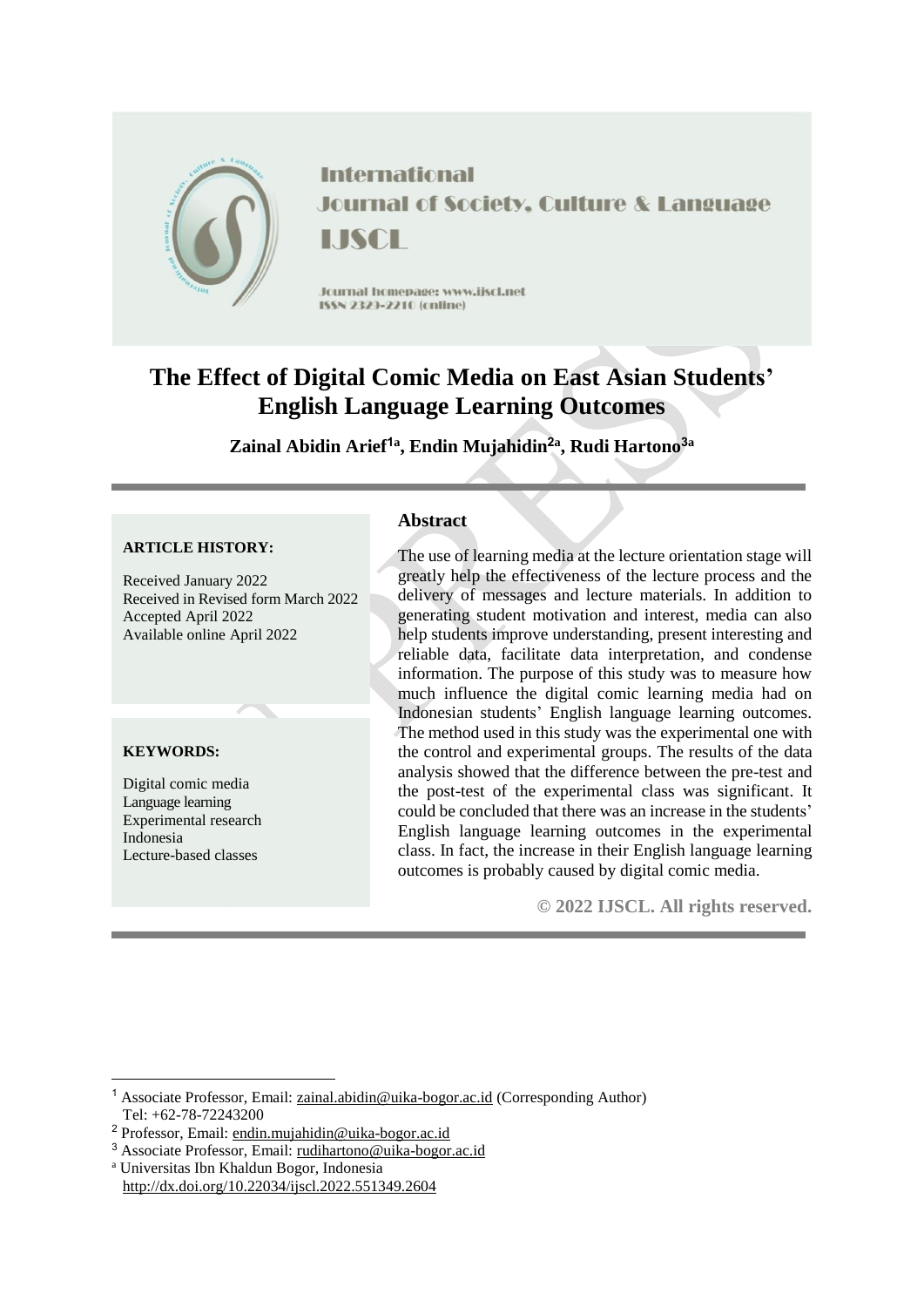International Journal of Society, Culture & Language

IJSCL

Journal homepage: www.ijscl.net

ISSN 2329-2210 (online)

# The Effect of Digital Comic Media on East Asian Students' English Language Learning Outcomes

**Zainal Abidin Arief[1a], Endin Mujahidin[2a], Rudi Hartono[3a]**

**ARTICLE HISTORY:**

Received January 2022

Received in Revised form March 2022

Accepted April 2022

Available online April 2022

**KEYWORDS:**

Digital comic media

Language learning

Experimental research

Indonesia

Lecture-based classes

## Abstract

The use of learning media at the lecture orientation stage will greatly help the effectiveness of the lecture process and the delivery of messages and lecture materials. In addition to generating student motivation and interest, media can also help students improve understanding, present interesting and reliable data, facilitate data interpretation, and condense information. The purpose of this study was to measure how much influence the digital comic learning media had on Indonesian students' English language learning outcomes. The method used in this study was the experimental one with the control and experimental groups. The results of the data analysis showed that the difference between the pre-test and the post-test of the experimental class was significant. It could be concluded that there was an increase in the students' English language learning outcomes in the experimental class. In fact, the increase in their English language learning outcomes is probably caused by digital comic media.

**© 2022 IJSCL. All rights reserved.**

---

[1] Associate Professor, Email: zainal.abidin@uika-bogor.ac.id (Corresponding Author) Tel: +62-78-72243200

[2] Professor, Email: endin.mujahidin@uika-bogor.ac.id

[3] Associate Professor, Email: rudihartono@uika-bogor.ac.id

[a] Universitas Ibn Khaldun Bogor, Indonesia

http://dx.doi.org/10.22034/ijscl.2022.551349.2604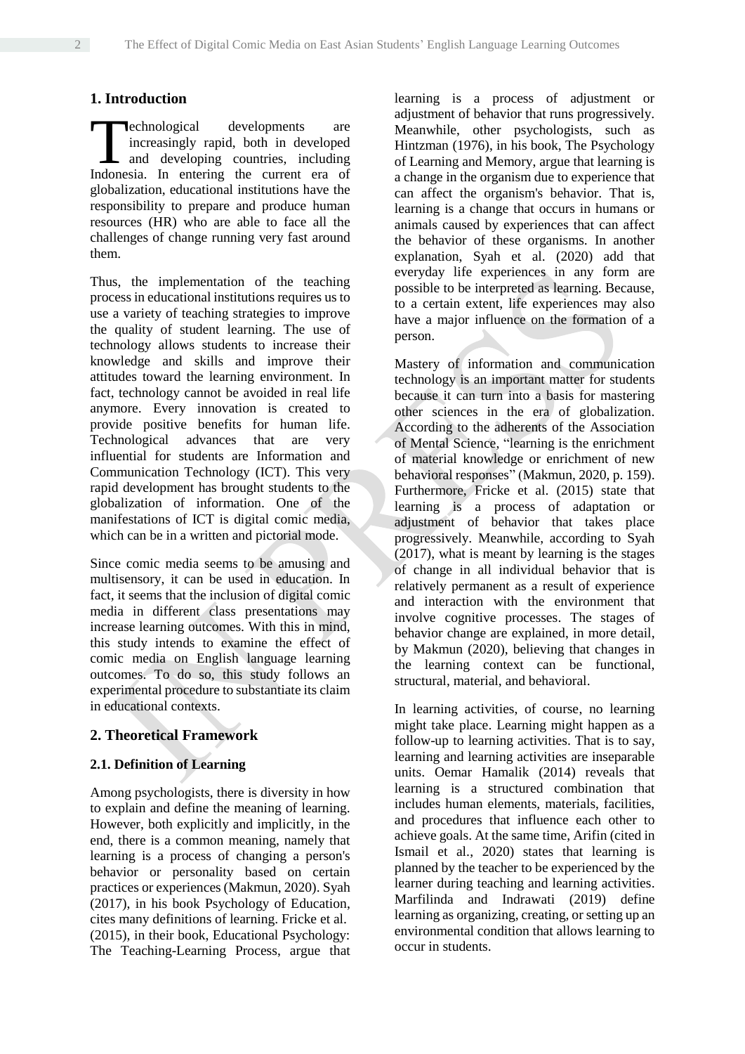## 1. Introduction

Technological developments are increasingly rapid, both in developed and developing countries, including Indonesia. In entering the current era of globalization, educational institutions have the responsibility to prepare and produce human resources (HR) who are able to face all the challenges of change running very fast around them.

Thus, the implementation of the teaching process in educational institutions requires us to use a variety of teaching strategies to improve the quality of student learning. The use of technology allows students to increase their knowledge and skills and improve their attitudes toward the learning environment. In fact, technology cannot be avoided in real life anymore. Every innovation is created to provide positive benefits for human life. Technological advances that are very influential for students are Information and Communication Technology (ICT). This very rapid development has brought students to the globalization of information. One of the manifestations of ICT is digital comic media, which can be in a written and pictorial mode.

Since comic media seems to be amusing and multisensory, it can be used in education. In fact, it seems that the inclusion of digital comic media in different class presentations may increase learning outcomes. With this in mind, this study intends to examine the effect of comic media on English language learning outcomes. To do so, this study follows an experimental procedure to substantiate its claim in educational contexts.

## 2. Theoretical Framework

### 2.1. Definition of Learning

Among psychologists, there is diversity in how to explain and define the meaning of learning. However, both explicitly and implicitly, in the end, there is a common meaning, namely that learning is a process of changing a person's behavior or personality based on certain practices or experiences (Makmun, 2020). Syah (2017), in his book Psychology of Education, cites many definitions of learning. Fricke et al. (2015), in their book, Educational Psychology: The Teaching-Learning Process, argue that learning is a process of adjustment or adjustment of behavior that runs progressively. Meanwhile, other psychologists, such as Hintzman (1976), in his book, The Psychology of Learning and Memory, argue that learning is a change in the organism due to experience that can affect the organism's behavior. That is, learning is a change that occurs in humans or animals caused by experiences that can affect the behavior of these organisms. In another explanation, Syah et al. (2020) add that everyday life experiences in any form are possible to be interpreted as learning. Because, to a certain extent, life experiences may also have a major influence on the formation of a person.

Mastery of information and communication technology is an important matter for students because it can turn into a basis for mastering other sciences in the era of globalization. According to the adherents of the Association of Mental Science, "learning is the enrichment of material knowledge or enrichment of new behavioral responses" (Makmun, 2020, p. 159). Furthermore, Fricke et al. (2015) state that learning is a process of adaptation or adjustment of behavior that takes place progressively. Meanwhile, according to Syah (2017), what is meant by learning is the stages of change in all individual behavior that is relatively permanent as a result of experience and interaction with the environment that involve cognitive processes. The stages of behavior change are explained, in more detail, by Makmun (2020), believing that changes in the learning context can be functional, structural, material, and behavioral.

In learning activities, of course, no learning might take place. Learning might happen as a follow-up to learning activities. That is to say, learning and learning activities are inseparable units. Oemar Hamalik (2014) reveals that learning is a structured combination that includes human elements, materials, facilities, and procedures that influence each other to achieve goals. At the same time, Arifin (cited in Ismail et al., 2020) states that learning is planned by the teacher to be experienced by the learner during teaching and learning activities. Marfilinda and Indrawati (2019) define learning as organizing, creating, or setting up an environmental condition that allows learning to occur in students.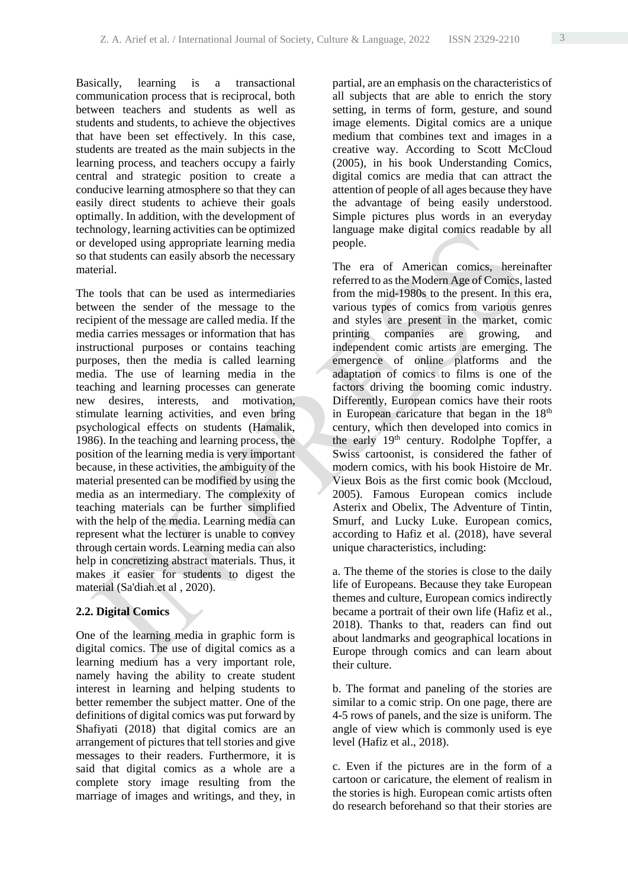Basically, learning is a transactional communication process that is reciprocal, both between teachers and students as well as students and students, to achieve the objectives that have been set effectively. In this case, students are treated as the main subjects in the learning process, and teachers occupy a fairly central and strategic position to create a conducive learning atmosphere so that they can easily direct students to achieve their goals optimally. In addition, with the development of technology, learning activities can be optimized or developed using appropriate learning media so that students can easily absorb the necessary material.

The tools that can be used as intermediaries between the sender of the message to the recipient of the message are called media. If the media carries messages or information that has instructional purposes or contains teaching purposes, then the media is called learning media. The use of learning media in the teaching and learning processes can generate new desires, interests, and motivation, stimulate learning activities, and even bring psychological effects on students (Hamalik, 1986). In the teaching and learning process, the position of the learning media is very important because, in these activities, the ambiguity of the material presented can be modified by using the media as an intermediary. The complexity of teaching materials can be further simplified with the help of the media. Learning media can represent what the lecturer is unable to convey through certain words. Learning media can also help in concretizing abstract materials. Thus, it makes it easier for students to digest the material (Sa'diah.et al , 2020).

### 2.2. Digital Comics

One of the learning media in graphic form is digital comics. The use of digital comics as a learning medium has a very important role, namely having the ability to create student interest in learning and helping students to better remember the subject matter. One of the definitions of digital comics was put forward by Shafiyati (2018) that digital comics are an arrangement of pictures that tell stories and give messages to their readers. Furthermore, it is said that digital comics as a whole are a complete story image resulting from the marriage of images and writings, and they, in partial, are an emphasis on the characteristics of all subjects that are able to enrich the story setting, in terms of form, gesture, and sound image elements. Digital comics are a unique medium that combines text and images in a creative way. According to Scott McCloud (2005), in his book Understanding Comics, digital comics are media that can attract the attention of people of all ages because they have the advantage of being easily understood. Simple pictures plus words in an everyday language make digital comics readable by all people.

The era of American comics, hereinafter referred to as the Modern Age of Comics, lasted from the mid-1980s to the present. In this era, various types of comics from various genres and styles are present in the market, comic printing companies are growing, and independent comic artists are emerging. The emergence of online platforms and the adaptation of comics to films is one of the factors driving the booming comic industry. Differently, European comics have their roots in European caricature that began in the 18th century, which then developed into comics in the early 19th century. Rodolphe Topffer, a Swiss cartoonist, is considered the father of modern comics, with his book Histoire de Mr. Vieux Bois as the first comic book (Mccloud, 2005). Famous European comics include Asterix and Obelix, The Adventure of Tintin, Smurf, and Lucky Luke. European comics, according to Hafiz et al. (2018), have several unique characteristics, including:

a. The theme of the stories is close to the daily life of Europeans. Because they take European themes and culture, European comics indirectly became a portrait of their own life (Hafiz et al., 2018). Thanks to that, readers can find out about landmarks and geographical locations in Europe through comics and can learn about their culture.

b. The format and paneling of the stories are similar to a comic strip. On one page, there are 4-5 rows of panels, and the size is uniform. The angle of view which is commonly used is eye level (Hafiz et al., 2018).

c. Even if the pictures are in the form of a cartoon or caricature, the element of realism in the stories is high. European comic artists often do research beforehand so that their stories are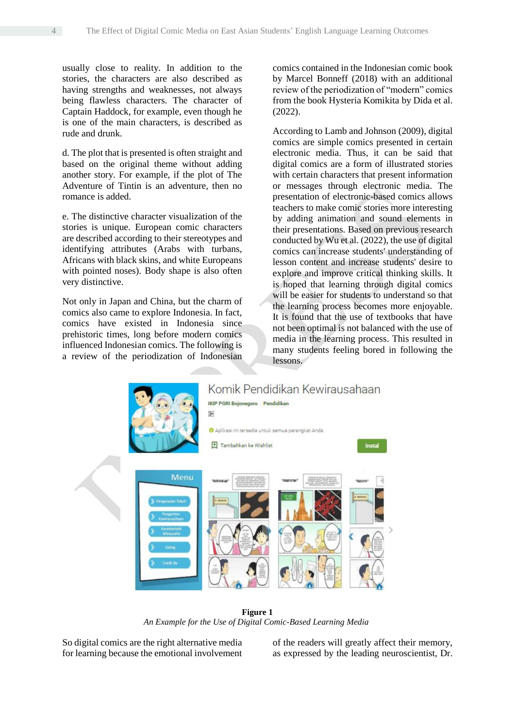usually close to reality. In addition to the stories, the characters are also described as having strengths and weaknesses, not always being flawless characters. The character of Captain Haddock, for example, even though he is one of the main characters, is described as rude and drunk.

d. The plot that is presented is often straight and based on the original theme without adding another story. For example, if the plot of The Adventure of Tintin is an adventure, then no romance is added.

e. The distinctive character visualization of the stories is unique. European comic characters are described according to their stereotypes and identifying attributes (Arabs with turbans, Africans with black skins, and white Europeans with pointed noses). Body shape is also often very distinctive.

Not only in Japan and China, but the charm of comics also came to explore Indonesia. In fact, comics have existed in Indonesia since prehistoric times, long before modern comics influenced Indonesian comics. The following is a review of the periodization of Indonesian comics contained in the Indonesian comic book by Marcel Bonneff (2018) with an additional review of the periodization of "modern" comics from the book Hysteria Komikita by Dida et al. (2022).

According to Lamb and Johnson (2009), digital comics are simple comics presented in certain electronic media. Thus, it can be said that digital comics are a form of illustrated stories with certain characters that present information or messages through electronic media. The presentation of electronic-based comics allows teachers to make comic stories more interesting by adding animation and sound elements in their presentations. Based on previous research conducted by Wu et al. (2022), the use of digital comics can increase students' understanding of lesson content and increase students' desire to explore and improve critical thinking skills. It is hoped that learning through digital comics will be easier for students to understand so that the learning process becomes more enjoyable. It is found that the use of textbooks that have not been optimal is not balanced with the use of media in the learning process. This resulted in many students feeling bored in following the lessons.

**Figure 1**
*An Example for the Use of Digital Comic-Based Learning Media*

So digital comics are the right alternative media for learning because the emotional involvement of the readers will greatly affect their memory, as expressed by the leading neuroscientist, Dr.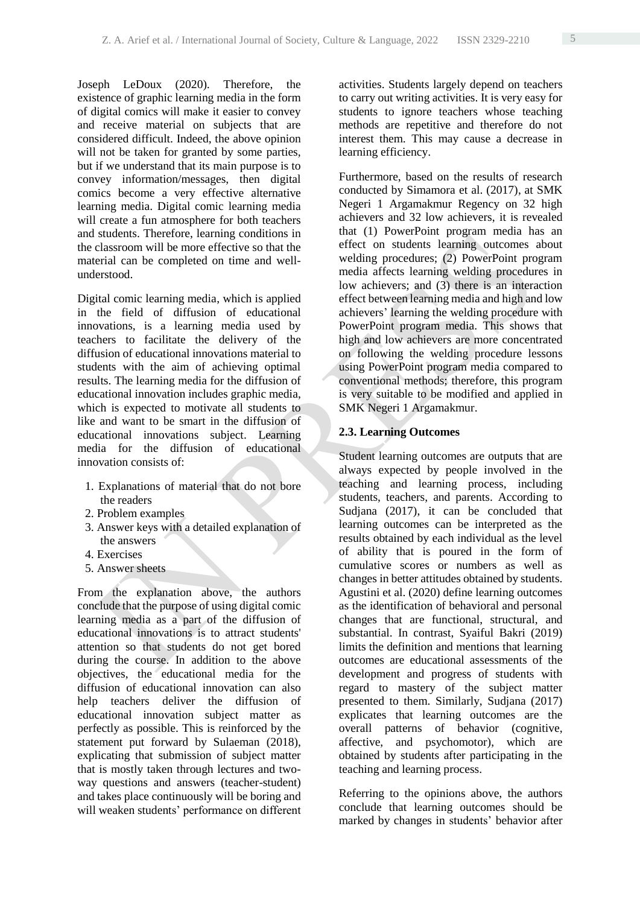Joseph LeDoux (2020). Therefore, the existence of graphic learning media in the form of digital comics will make it easier to convey and receive material on subjects that are considered difficult. Indeed, the above opinion will not be taken for granted by some parties, but if we understand that its main purpose is to convey information/messages, then digital comics become a very effective alternative learning media. Digital comic learning media will create a fun atmosphere for both teachers and students. Therefore, learning conditions in the classroom will be more effective so that the material can be completed on time and well-understood.

Digital comic learning media, which is applied in the field of diffusion of educational innovations, is a learning media used by teachers to facilitate the delivery of the diffusion of educational innovations material to students with the aim of achieving optimal results. The learning media for the diffusion of educational innovation includes graphic media, which is expected to motivate all students to like and want to be smart in the diffusion of educational innovations subject. Learning media for the diffusion of educational innovation consists of:

1. Explanations of material that do not bore the readers
2. Problem examples
3. Answer keys with a detailed explanation of the answers
4. Exercises
5. Answer sheets

From the explanation above, the authors conclude that the purpose of using digital comic learning media as a part of the diffusion of educational innovations is to attract students' attention so that students do not get bored during the course. In addition to the above objectives, the educational media for the diffusion of educational innovation can also help teachers deliver the diffusion of educational innovation subject matter as perfectly as possible. This is reinforced by the statement put forward by Sulaeman (2018), explicating that submission of subject matter that is mostly taken through lectures and two-way questions and answers (teacher-student) and takes place continuously will be boring and will weaken students' performance on different activities. Students largely depend on teachers to carry out writing activities. It is very easy for students to ignore teachers whose teaching methods are repetitive and therefore do not interest them. This may cause a decrease in learning efficiency.

Furthermore, based on the results of research conducted by Simamora et al. (2017), at SMK Negeri 1 Argamakmur Regency on 32 high achievers and 32 low achievers, it is revealed that (1) PowerPoint program media has an effect on students learning outcomes about welding procedures; (2) PowerPoint program media affects learning welding procedures in low achievers; and (3) there is an interaction effect between learning media and high and low achievers' learning the welding procedure with PowerPoint program media. This shows that high and low achievers are more concentrated on following the welding procedure lessons using PowerPoint program media compared to conventional methods; therefore, this program is very suitable to be modified and applied in SMK Negeri 1 Argamakmur.

### 2.3. Learning Outcomes

Student learning outcomes are outputs that are always expected by people involved in the teaching and learning process, including students, teachers, and parents. According to Sudjana (2017), it can be concluded that learning outcomes can be interpreted as the results obtained by each individual as the level of ability that is poured in the form of cumulative scores or numbers as well as changes in better attitudes obtained by students. Agustini et al. (2020) define learning outcomes as the identification of behavioral and personal changes that are functional, structural, and substantial. In contrast, Syaiful Bakri (2019) limits the definition and mentions that learning outcomes are educational assessments of the development and progress of students with regard to mastery of the subject matter presented to them. Similarly, Sudjana (2017) explicates that learning outcomes are the overall patterns of behavior (cognitive, affective, and psychomotor), which are obtained by students after participating in the teaching and learning process.

Referring to the opinions above, the authors conclude that learning outcomes should be marked by changes in students' behavior after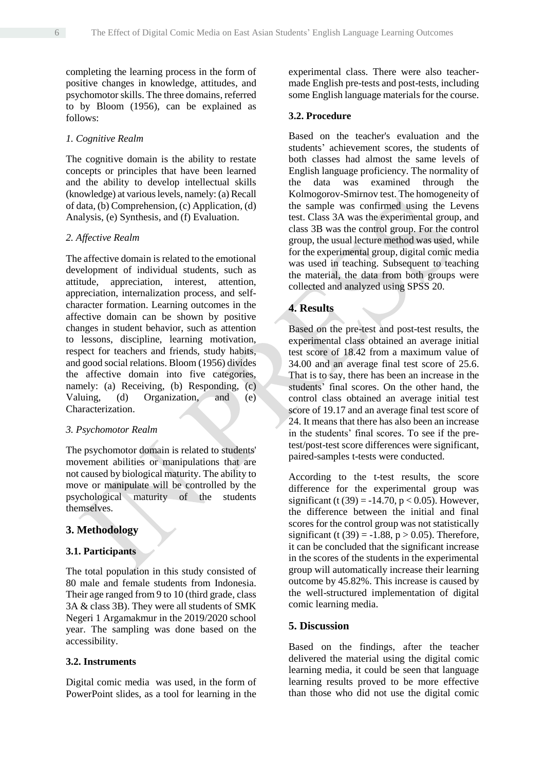completing the learning process in the form of positive changes in knowledge, attitudes, and psychomotor skills. The three domains, referred to by Bloom (1956), can be explained as follows:

*1. Cognitive Realm*

The cognitive domain is the ability to restate concepts or principles that have been learned and the ability to develop intellectual skills (knowledge) at various levels, namely: (a) Recall of data, (b) Comprehension, (c) Application, (d) Analysis, (e) Synthesis, and (f) Evaluation.

*2. Affective Realm*

The affective domain is related to the emotional development of individual students, such as attitude, appreciation, interest, attention, appreciation, internalization process, and self-character formation. Learning outcomes in the affective domain can be shown by positive changes in student behavior, such as attention to lessons, discipline, learning motivation, respect for teachers and friends, study habits, and good social relations. Bloom (1956) divides the affective domain into five categories, namely: (a) Receiving, (b) Responding, (c) Valuing, (d) Organization, and (e) Characterization.

*3. Psychomotor Realm*

The psychomotor domain is related to students' movement abilities or manipulations that are not caused by biological maturity. The ability to move or manipulate will be controlled by the psychological maturity of the students themselves.

## 3. Methodology

### 3.1. Participants

The total population in this study consisted of 80 male and female students from Indonesia. Their age ranged from 9 to 10 (third grade, class 3A & class 3B). They were all students of SMK Negeri 1 Argamakmur in the 2019/2020 school year. The sampling was done based on the accessibility.

### 3.2. Instruments

Digital comic media was used, in the form of PowerPoint slides, as a tool for learning in the experimental class. There were also teacher-made English pre-tests and post-tests, including some English language materials for the course.

### 3.2. Procedure

Based on the teacher's evaluation and the students' achievement scores, the students of both classes had almost the same levels of English language proficiency. The normality of the data was examined through the Kolmogorov-Smirnov test. The homogeneity of the sample was confirmed using the Levens test. Class 3A was the experimental group, and class 3B was the control group. For the control group, the usual lecture method was used, while for the experimental group, digital comic media was used in teaching. Subsequent to teaching the material, the data from both groups were collected and analyzed using SPSS 20.

## 4. Results

Based on the pre-test and post-test results, the experimental class obtained an average initial test score of 18.42 from a maximum value of 34.00 and an average final test score of 25.6. That is to say, there has been an increase in the students' final scores. On the other hand, the control class obtained an average initial test score of 19.17 and an average final test score of 24. It means that there has also been an increase in the students' final scores. To see if the pre-test/post-test score differences were significant, paired-samples t-tests were conducted.

According to the t-test results, the score difference for the experimental group was significant ($t(39) = -14.70$, $p < 0.05$). However, the difference between the initial and final scores for the control group was not statistically significant ($t(39) = -1.88$, $p > 0.05$). Therefore, it can be concluded that the significant increase in the scores of the students in the experimental group will automatically increase their learning outcome by 45.82%. This increase is caused by the well-structured implementation of digital comic learning media.

## 5. Discussion

Based on the findings, after the teacher delivered the material using the digital comic learning media, it could be seen that language learning results proved to be more effective than those who did not use the digital comic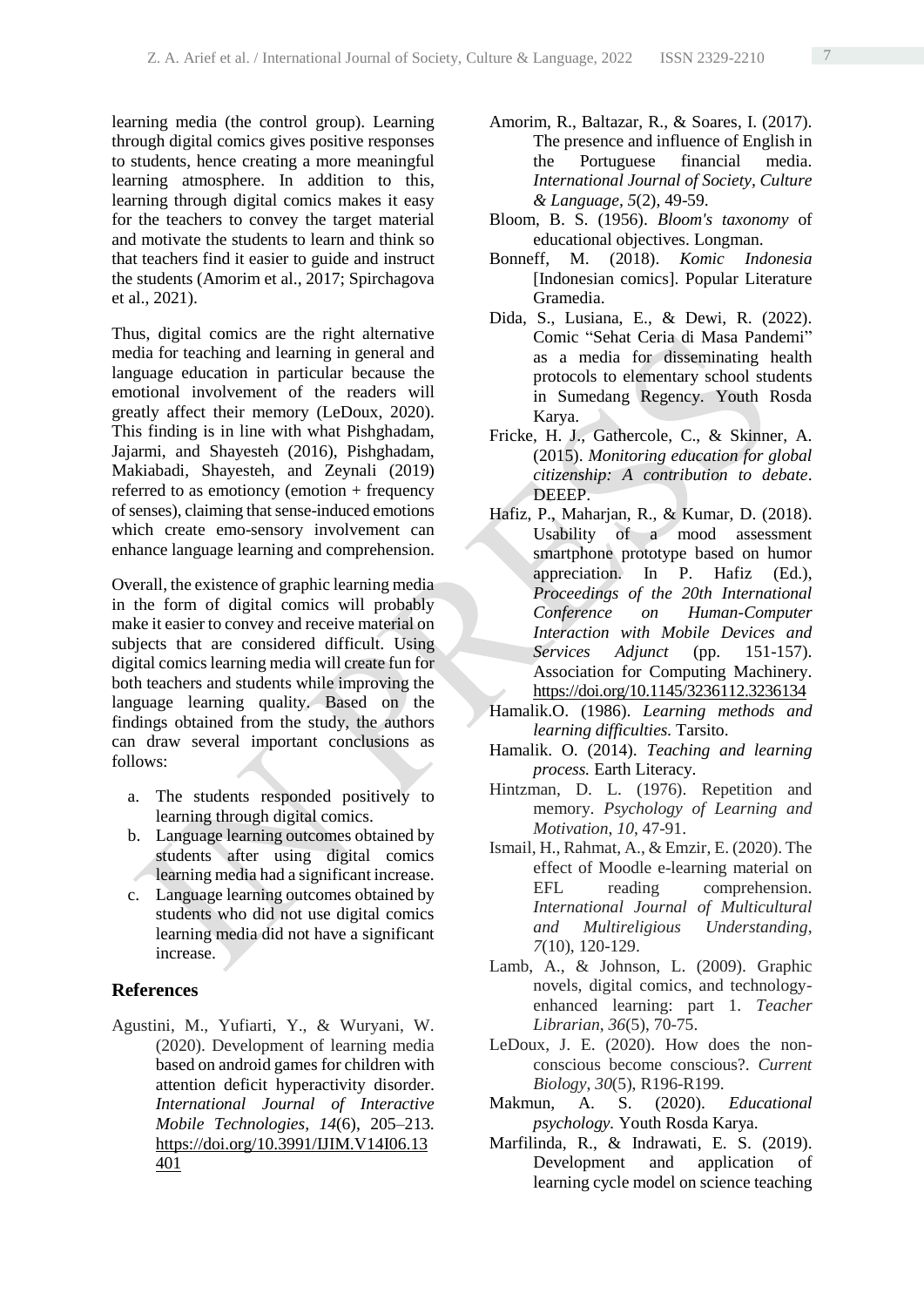learning media (the control group). Learning through digital comics gives positive responses to students, hence creating a more meaningful learning atmosphere. In addition to this, learning through digital comics makes it easy for the teachers to convey the target material and motivate the students to learn and think so that teachers find it easier to guide and instruct the students (Amorim et al., 2017; Spirchagova et al., 2021).

Thus, digital comics are the right alternative media for teaching and learning in general and language education in particular because the emotional involvement of the readers will greatly affect their memory (LeDoux, 2020). This finding is in line with what Pishghadam, Jajarmi, and Shayesteh (2016), Pishghadam, Makiabadi, Shayesteh, and Zeynali (2019) referred to as emotioncy (emotion + frequency of senses), claiming that sense-induced emotions which create emo-sensory involvement can enhance language learning and comprehension.

Overall, the existence of graphic learning media in the form of digital comics will probably make it easier to convey and receive material on subjects that are considered difficult. Using digital comics learning media will create fun for both teachers and students while improving the language learning quality. Based on the findings obtained from the study, the authors can draw several important conclusions as follows:

a. The students responded positively to learning through digital comics.
b. Language learning outcomes obtained by students after using digital comics learning media had a significant increase.
c. Language learning outcomes obtained by students who did not use digital comics learning media did not have a significant increase.

## References

Agustini, M., Yufiarti, Y., & Wuryani, W. (2020). Development of learning media based on android games for children with attention deficit hyperactivity disorder. *International Journal of Interactive Mobile Technologies, 14*(6), 205–213. https://doi.org/10.3991/IJIM.V14I06.13401

Amorim, R., Baltazar, R., & Soares, I. (2017). The presence and influence of English in the Portuguese financial media. *International Journal of Society, Culture & Language, 5*(2), 49-59.

Bloom, B. S. (1956). *Bloom's taxonomy* of educational objectives. Longman.

Bonneff, M. (2018). *Komic Indonesia* [Indonesian comics]. Popular Literature Gramedia.

Dida, S., Lusiana, E., & Dewi, R. (2022). Comic "Sehat Ceria di Masa Pandemi" as a media for disseminating health protocols to elementary school students in Sumedang Regency. Youth Rosda Karya.

Fricke, H. J., Gathercole, C., & Skinner, A. (2015). *Monitoring education for global citizenship: A contribution to debate*. DEEEP.

Hafiz, P., Maharjan, R., & Kumar, D. (2018). Usability of a mood assessment smartphone prototype based on humor appreciation. In P. Hafiz (Ed.), *Proceedings of the 20th International Conference on Human-Computer Interaction with Mobile Devices and Services Adjunct* (pp. 151-157). Association for Computing Machinery. https://doi.org/10.1145/3236112.3236134

Hamalik.O. (1986). *Learning methods and learning difficulties.* Tarsito.

Hamalik. O. (2014). *Teaching and learning process.* Earth Literacy.

Hintzman, D. L. (1976). Repetition and memory. *Psychology of Learning and Motivation, 10*, 47-91.

Ismail, H., Rahmat, A., & Emzir, E. (2020). The effect of Moodle e-learning material on EFL reading comprehension. *International Journal of Multicultural and Multireligious Understanding, 7*(10), 120-129.

Lamb, A., & Johnson, L. (2009). Graphic novels, digital comics, and technology-enhanced learning: part 1. *Teacher Librarian, 36*(5), 70-75.

LeDoux, J. E. (2020). How does the non-conscious become conscious?. *Current Biology, 30*(5), R196-R199.

Makmun, A. S. (2020). *Educational psychology.* Youth Rosda Karya.

Marfilinda, R., & Indrawati, E. S. (2019). Development and application of learning cycle model on science teaching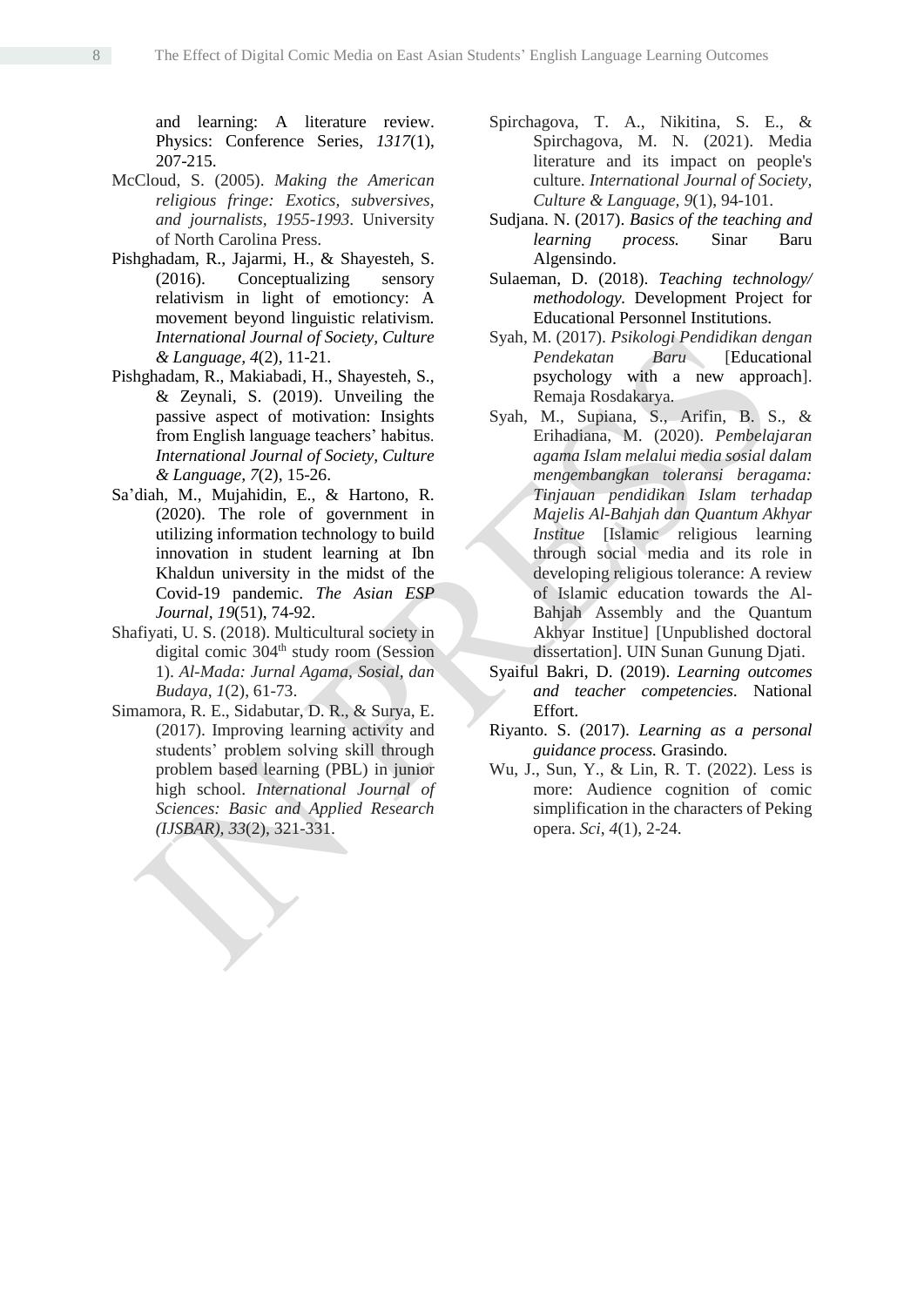and learning: A literature review. Physics: Conference Series, *1317*(1), 207-215.

McCloud, S. (2005). *Making the American religious fringe: Exotics, subversives, and journalists, 1955-1993*. University of North Carolina Press.

Pishghadam, R., Jajarmi, H., & Shayesteh, S. (2016). Conceptualizing sensory relativism in light of emotioncy: A movement beyond linguistic relativism. *International Journal of Society, Culture & Language*, *4*(2), 11-21.

Pishghadam, R., Makiabadi, H., Shayesteh, S., & Zeynali, S. (2019). Unveiling the passive aspect of motivation: Insights from English language teachers' habitus. *International Journal of Society, Culture & Language*, *7*(2), 15-26.

Sa'diah, M., Mujahidin, E., & Hartono, R. (2020). The role of government in utilizing information technology to build innovation in student learning at Ibn Khaldun university in the midst of the Covid-19 pandemic. *The Asian ESP Journal*, *19*(51), 74-92.

Shafiyati, U. S. (2018). Multicultural society in digital comic 304th study room (Session 1). *Al-Mada: Jurnal Agama, Sosial, dan Budaya*, *1*(2), 61-73.

Simamora, R. E., Sidabutar, D. R., & Surya, E. (2017). Improving learning activity and students' problem solving skill through problem based learning (PBL) in junior high school. *International Journal of Sciences: Basic and Applied Research (IJSBAR)*, *33*(2), 321-331.

Spirchagova, T. A., Nikitina, S. E., & Spirchagova, M. N. (2021). Media literature and its impact on people's culture. *International Journal of Society, Culture & Language*, *9*(1), 94-101.

Sudjana. N. (2017). *Basics of the teaching and learning process.* Sinar Baru Algensindo.

Sulaeman, D. (2018). *Teaching technology/ methodology.* Development Project for Educational Personnel Institutions.

Syah, M. (2017). *Psikologi Pendidikan dengan Pendekatan Baru* [Educational psychology with a new approach]. Remaja Rosdakarya.

Syah, M., Supiana, S., Arifin, B. S., & Erihadiana, M. (2020). *Pembelajaran agama Islam melalui media sosial dalam mengembangkan toleransi beragama: Tinjauan pendidikan Islam terhadap Majelis Al-Bahjah dan Quantum Akhyar Institue* [Islamic religious learning through social media and its role in developing religious tolerance: A review of Islamic education towards the Al-Bahjah Assembly and the Quantum Akhyar Institue] [Unpublished doctoral dissertation]. UIN Sunan Gunung Djati.

Syaiful Bakri, D. (2019). *Learning outcomes and teacher competencies*. National Effort.

Riyanto. S. (2017). *Learning as a personal guidance process.* Grasindo.

Wu, J., Sun, Y., & Lin, R. T. (2022). Less is more: Audience cognition of comic simplification in the characters of Peking opera. *Sci*, *4*(1), 2-24.